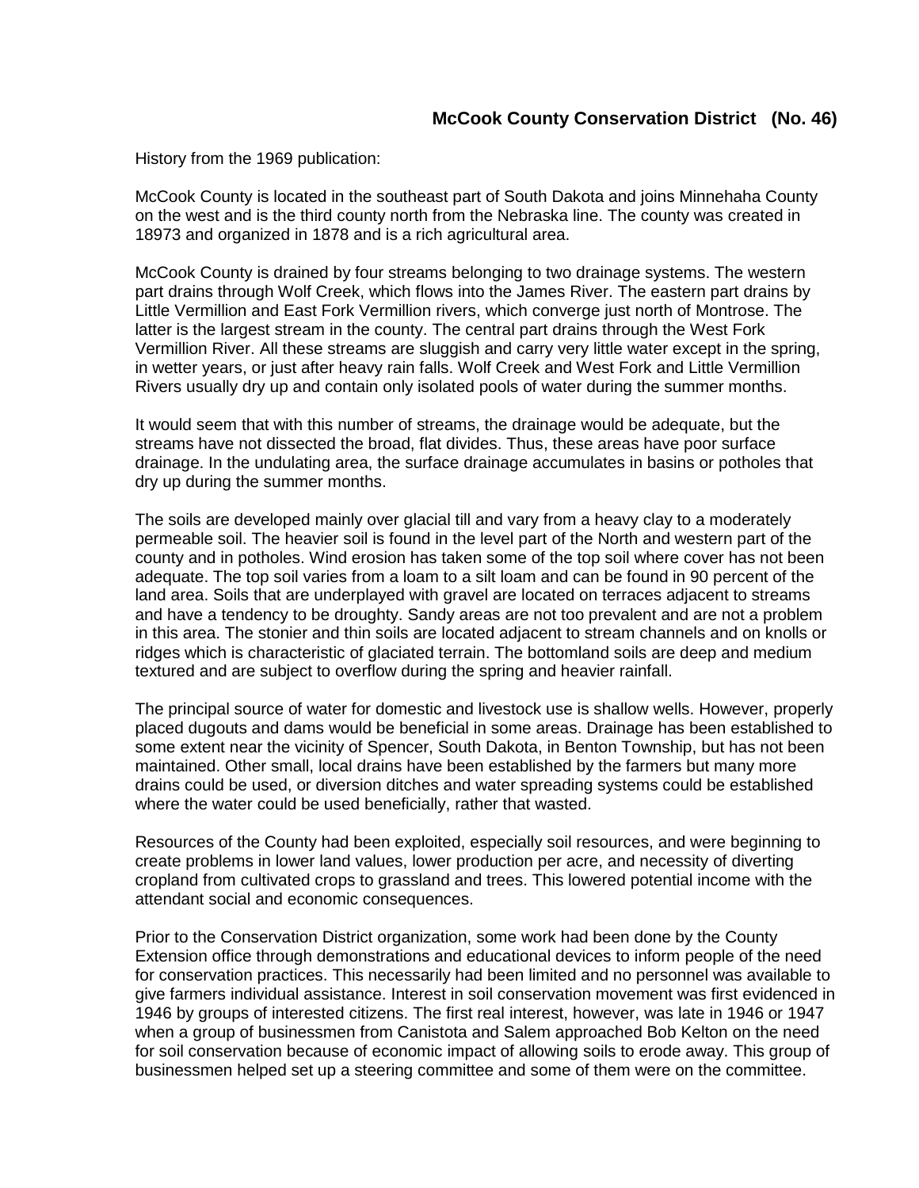## McCook County Conservation District (No. 46)

History from the 1969 publication:

McCook County is located in the southeast part of South Dakota and joins Minnehaha County on the west and is the third county north from the Nebraska line. The county was created in 18973 and organized in 1878 and is a rich agricultural area.

McCook County is drained by four streams belonging to two drainage systems. The western part drains through Wolf Creek, which flows into the James River. The eastern part drains by Little Vermillion and East Fork Vermillion rivers, which converge just north of Montrose. The latter is the largest stream in the county. The central part drains through the West Fork Vermillion River. All these streams are sluggish and carry very little water except in the spring, in wetter years, or just after heavy rain falls. Wolf Creek and West Fork and Little Vermillion Rivers usually dry up and contain only isolated pools of water during the summer months.

It would seem that with this number of streams, the drainage would be adequate, but the streams have not dissected the broad, flat divides. Thus, these areas have poor surface drainage. In the undulating area, the surface drainage accumulates in basins or potholes that dry up during the summer months.

The soils are developed mainly over glacial till and vary from a heavy clay to a moderately permeable soil. The heavier soil is found in the level part of the North and western part of the county and in potholes. Wind erosion has taken some of the top soil where cover has not been adequate. The top soil varies from a loam to a silt loam and can be found in 90 percent of the land area. Soils that are underplayed with gravel are located on terraces adjacent to streams and have a tendency to be droughty. Sandy areas are not too prevalent and are not a problem in this area. The stonier and thin soils are located adjacent to stream channels and on knolls or ridges which is characteristic of glaciated terrain. The bottomland soils are deep and medium textured and are subject to overflow during the spring and heavier rainfall.

The principal source of water for domestic and livestock use is shallow wells. However, properly placed dugouts and dams would be beneficial in some areas. Drainage has been established to some extent near the vicinity of Spencer, South Dakota, in Benton Township, but has not been maintained. Other small, local drains have been established by the farmers but many more drains could be used, or diversion ditches and water spreading systems could be established where the water could be used beneficially, rather that wasted.

Resources of the County had been exploited, especially soil resources, and were beginning to create problems in lower land values, lower production per acre, and necessity of diverting cropland from cultivated crops to grassland and trees. This lowered potential income with the attendant social and economic consequences.

Prior to the Conservation District organization, some work had been done by the County Extension office through demonstrations and educational devices to inform people of the need for conservation practices. This necessarily had been limited and no personnel was available to give farmers individual assistance. Interest in soil conservation movement was first evidenced in 1946 by groups of interested citizens. The first real interest, however, was late in 1946 or 1947 when a group of businessmen from Canistota and Salem approached Bob Kelton on the need for soil conservation because of economic impact of allowing soils to erode away. This group of businessmen helped set up a steering committee and some of them were on the committee.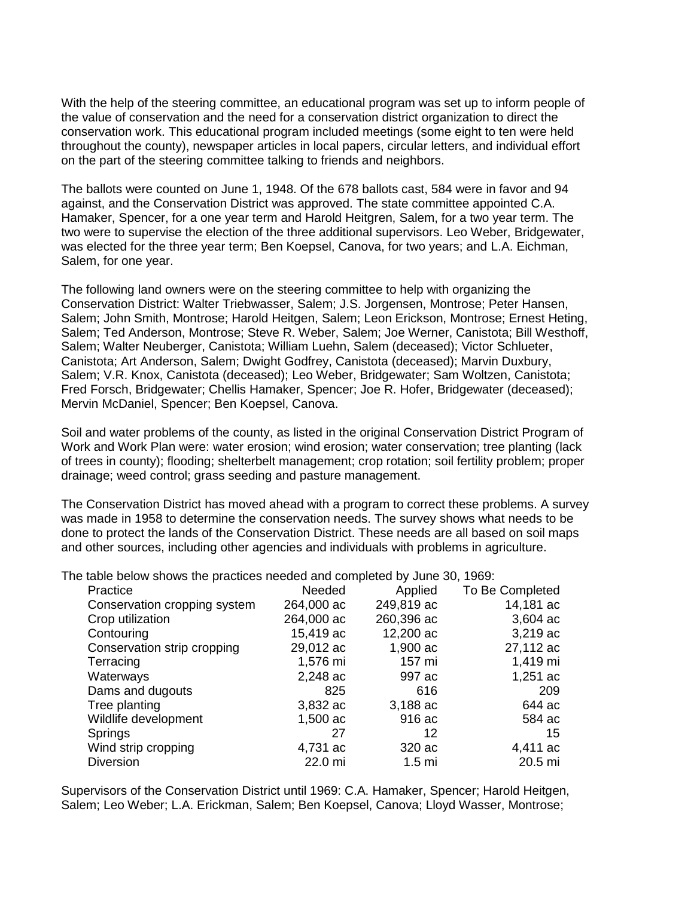With the help of the steering committee, an educational program was set up to inform people of the value of conservation and the need for a conservation district organization to direct the conservation work. This educational program included meetings (some eight to ten were held throughout the county), newspaper articles in local papers, circular letters, and individual effort on the part of the steering committee talking to friends and neighbors.

The ballots were counted on June 1, 1948. Of the 678 ballots cast, 584 were in favor and 94 against, and the Conservation District was approved. The state committee appointed C.A. Hamaker, Spencer, for a one year term and Harold Heitgren, Salem, for a two year term. The two were to supervise the election of the three additional supervisors. Leo Weber, Bridgewater, was elected for the three year term; Ben Koepsel, Canova, for two years; and L.A. Eichman, Salem, for one year.

The following land owners were on the steering committee to help with organizing the Conservation District: Walter Triebwasser, Salem; J.S. Jorgensen, Montrose; Peter Hansen, Salem; John Smith, Montrose; Harold Heitgen, Salem; Leon Erickson, Montrose; Ernest Heting, Salem; Ted Anderson, Montrose; Steve R. Weber, Salem; Joe Werner, Canistota; Bill Westhoff, Salem; Walter Neuberger, Canistota; William Luehn, Salem (deceased); Victor Schlueter, Canistota; Art Anderson, Salem; Dwight Godfrey, Canistota (deceased); Marvin Duxbury, Salem; V.R. Knox, Canistota (deceased); Leo Weber, Bridgewater; Sam Woltzen, Canistota; Fred Forsch, Bridgewater; Chellis Hamaker, Spencer; Joe R. Hofer, Bridgewater (deceased); Mervin McDaniel, Spencer; Ben Koepsel, Canova.

Soil and water problems of the county, as listed in the original Conservation District Program of Work and Work Plan were: water erosion; wind erosion; water conservation; tree planting (lack of trees in county); flooding; shelterbelt management; crop rotation; soil fertility problem; proper drainage; weed control; grass seeding and pasture management.

The Conservation District has moved ahead with a program to correct these problems. A survey was made in 1958 to determine the conservation needs. The survey shows what needs to be done to protect the lands of the Conservation District. These needs are all based on soil maps and other sources, including other agencies and individuals with problems in agriculture.

The table below shows the practices needed and completed by June 30, 1969:

| Practice | Needed | Applied | To Be Completed |
|---|---|---|---|
| Conservation cropping system | 264,000 ac | 249,819 ac | 14,181 ac |
| Crop utilization | 264,000 ac | 260,396 ac | 3,604 ac |
| Contouring | 15,419 ac | 12,200 ac | 3,219 ac |
| Conservation strip cropping | 29,012 ac | 1,900 ac | 27,112 ac |
| Terracing | 1,576 mi | 157 mi | 1,419 mi |
| Waterways | 2,248 ac | 997 ac | 1,251 ac |
| Dams and dugouts | 825 | 616 | 209 |
| Tree planting | 3,832 ac | 3,188 ac | 644 ac |
| Wildlife development | 1,500 ac | 916 ac | 584 ac |
| Springs | 27 | 12 | 15 |
| Wind strip cropping | 4,731 ac | 320 ac | 4,411 ac |
| Diversion | 22.0 mi | 1.5 mi | 20.5 mi |

Supervisors of the Conservation District until 1969: C.A. Hamaker, Spencer; Harold Heitgen, Salem; Leo Weber; L.A. Erickman, Salem; Ben Koepsel, Canova; Lloyd Wasser, Montrose;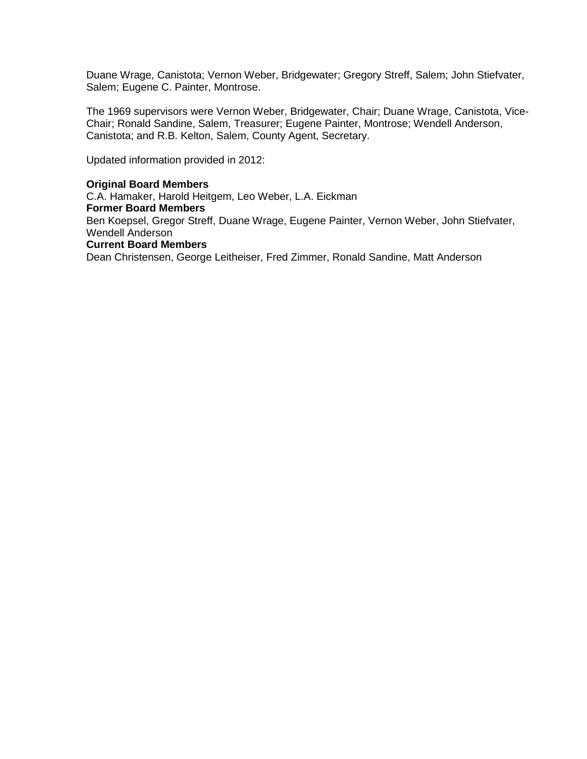Duane Wrage, Canistota; Vernon Weber, Bridgewater; Gregory Streff, Salem; John Stiefvater, Salem; Eugene C. Painter, Montrose.

The 1969 supervisors were Vernon Weber, Bridgewater, Chair; Duane Wrage, Canistota, Vice-Chair; Ronald Sandine, Salem, Treasurer; Eugene Painter, Montrose; Wendell Anderson, Canistota; and R.B. Kelton, Salem, County Agent, Secretary.

Updated information provided in 2012:

**Original Board Members**
C.A. Hamaker, Harold Heitgem, Leo Weber, L.A. Eickman

**Former Board Members**
Ben Koepsel, Gregor Streff, Duane Wrage, Eugene Painter, Vernon Weber, John Stiefvater, Wendell Anderson

**Current Board Members**
Dean Christensen, George Leitheiser, Fred Zimmer, Ronald Sandine, Matt Anderson